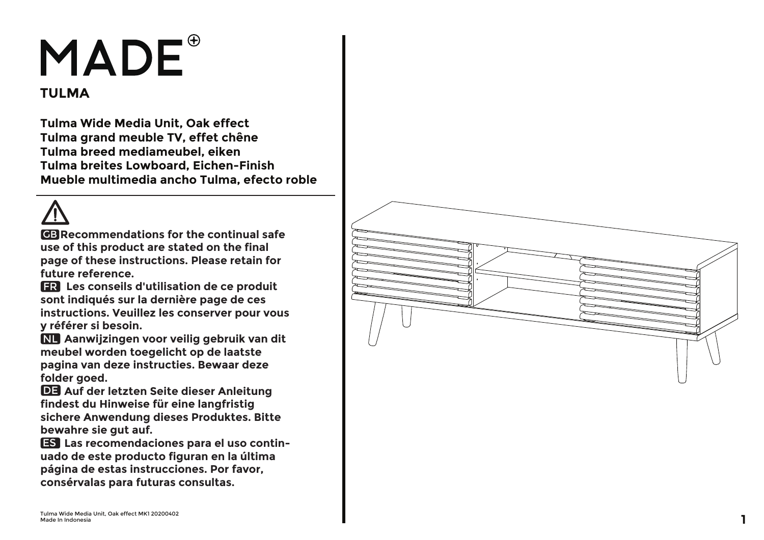# MADE

## TULMA

**Tulma Wide Media Unit, Oak effect**
**Tulma grand meuble TV, effet chêne**
**Tulma breed mediameubel, eiken**
**Tulma breites Lowboard, Eichen-Finish**
**Mueble multimedia ancho Tulma, efecto roble**

---

⚠

**GB Recommendations for the continual safe use of this product are stated on the final page of these instructions. Please retain for future reference.**

**FR Les conseils d'utilisation de ce produit sont indiqués sur la dernière page de ces instructions. Veuillez les conserver pour vous y référer si besoin.**

**NL Aanwijzingen voor veilig gebruik van dit meubel worden toegelicht op de laatste pagina van deze instructies. Bewaar deze folder goed.**

**DE Auf der letzten Seite dieser Anleitung findest du Hinweise für eine langfristig sichere Anwendung dieses Produktes. Bitte bewahre sie gut auf.**

**ES Las recomendaciones para el uso continuado de este producto figuran en la última página de estas instrucciones. Por favor, consérvalas para futuras consultas.**

Tulma Wide Media Unit, Oak effect MK1 20200402
Made In Indonesia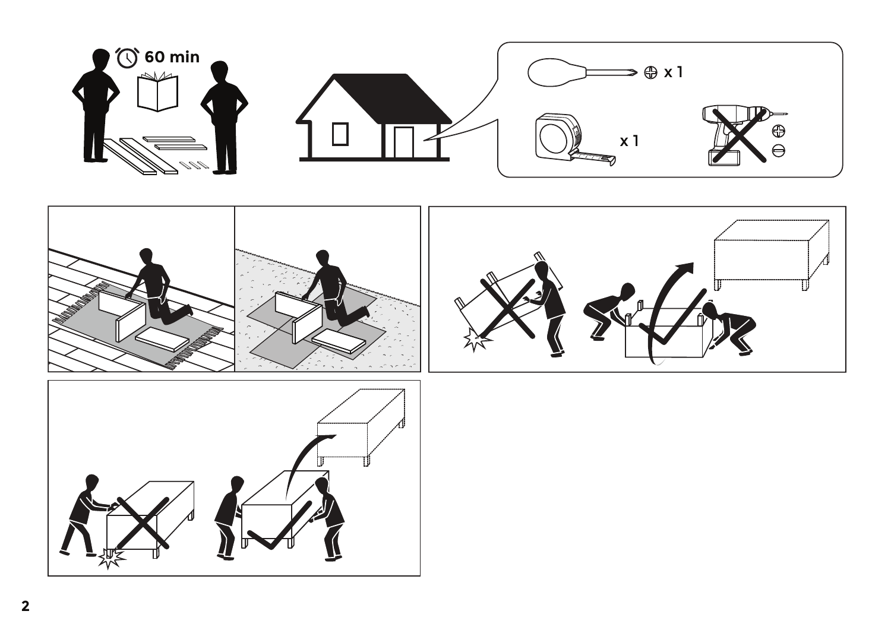60 min

x 1

x 1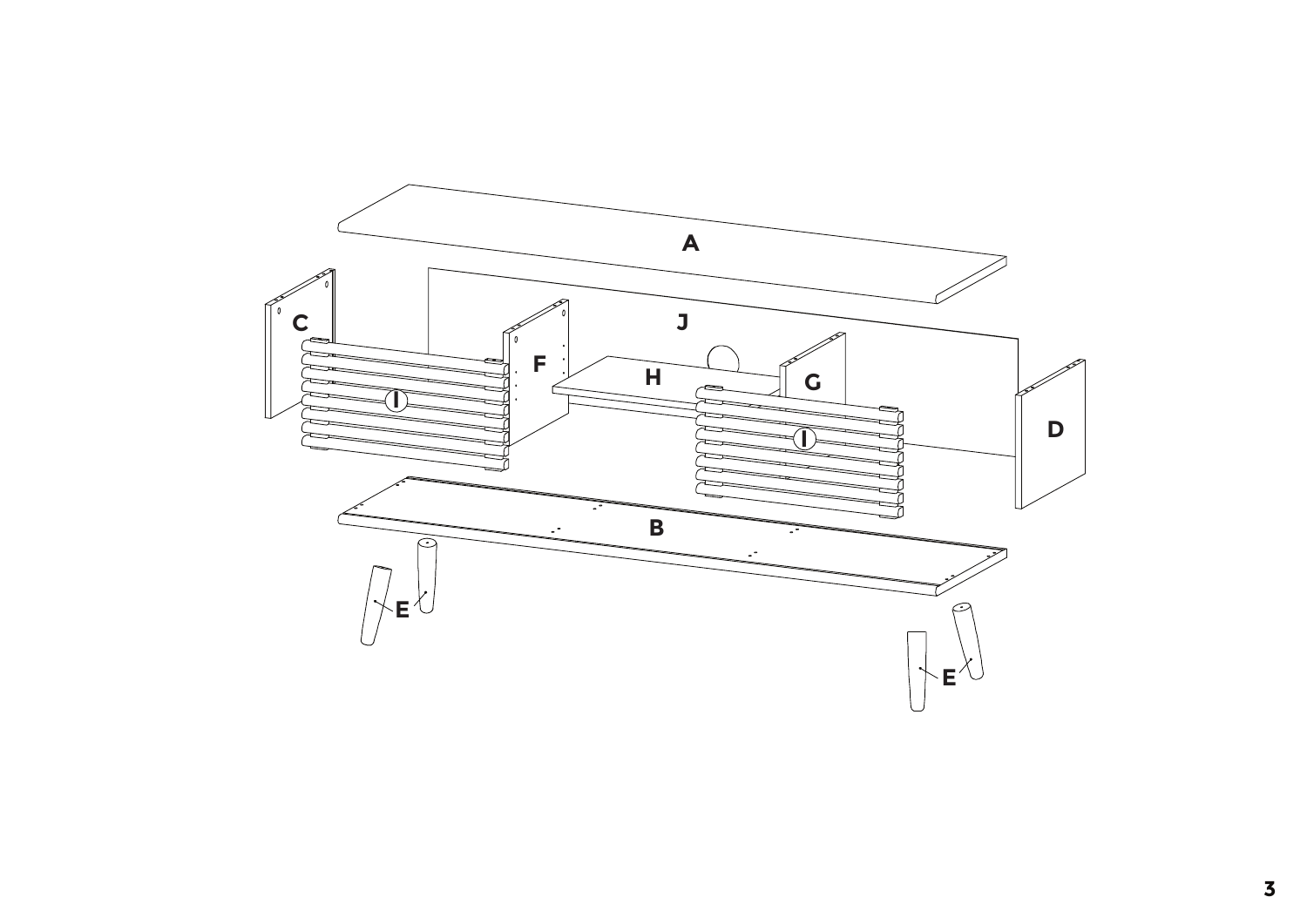A

J

C

F

H

G

I

I

D

B

E

E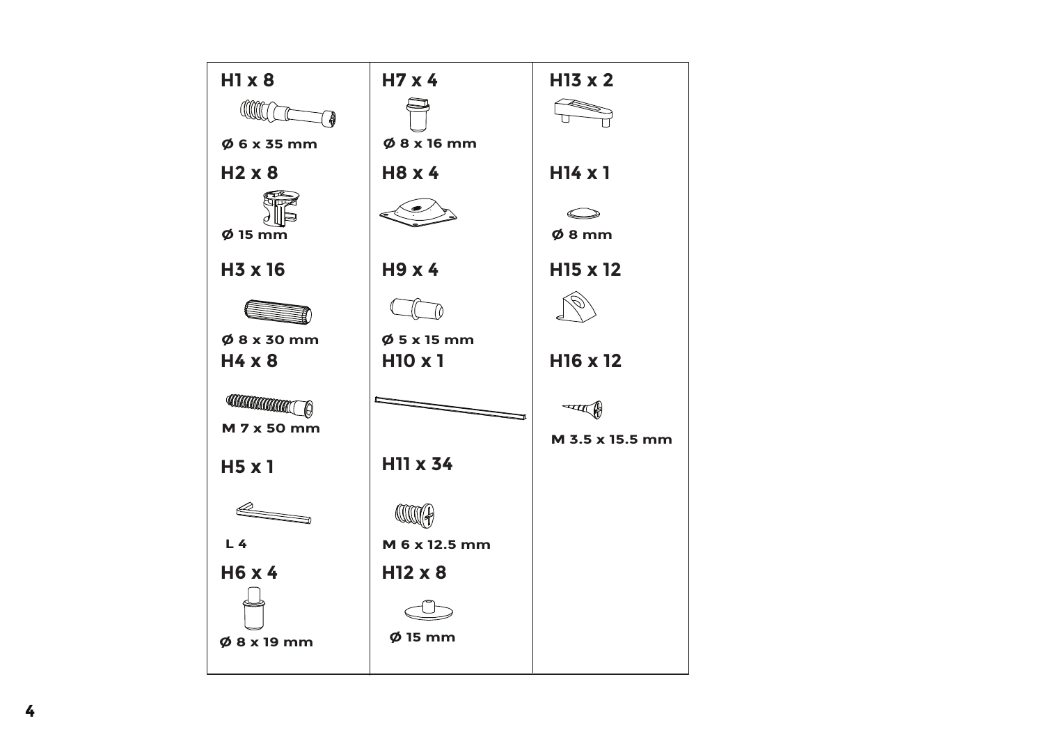| | | |
|---|---|---|
| **H1 x 8** Ø 6 x 35 mm | **H7 x 4** Ø 8 x 16 mm | **H13 x 2** |
| **H2 x 8** Ø 15 mm | **H8 x 4** | **H14 x 1** Ø 8 mm |
| **H3 x 16** Ø 8 x 30 mm | **H9 x 4** Ø 5 x 15 mm | **H15 x 12** |
| **H4 x 8** M 7 x 50 mm | **H10 x 1** | **H16 x 12** M 3.5 x 15.5 mm |
| **H5 x 1** L 4 | **H11 x 34** M 6 x 12.5 mm | |
| **H6 x 4** Ø 8 x 19 mm | **H12 x 8** Ø 15 mm | |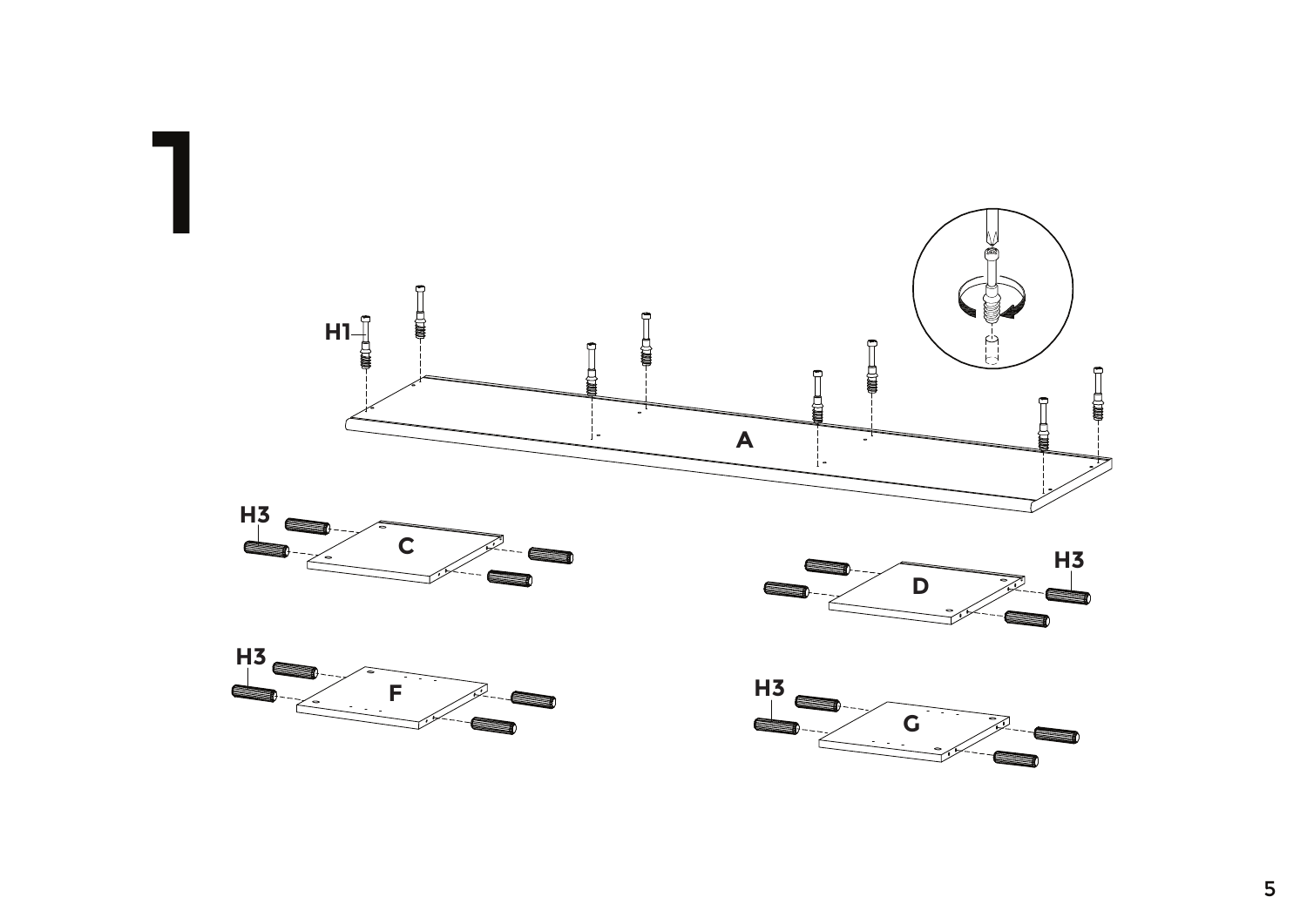# 1

H1

A

H3

C

D

H3

H3

F

H3

G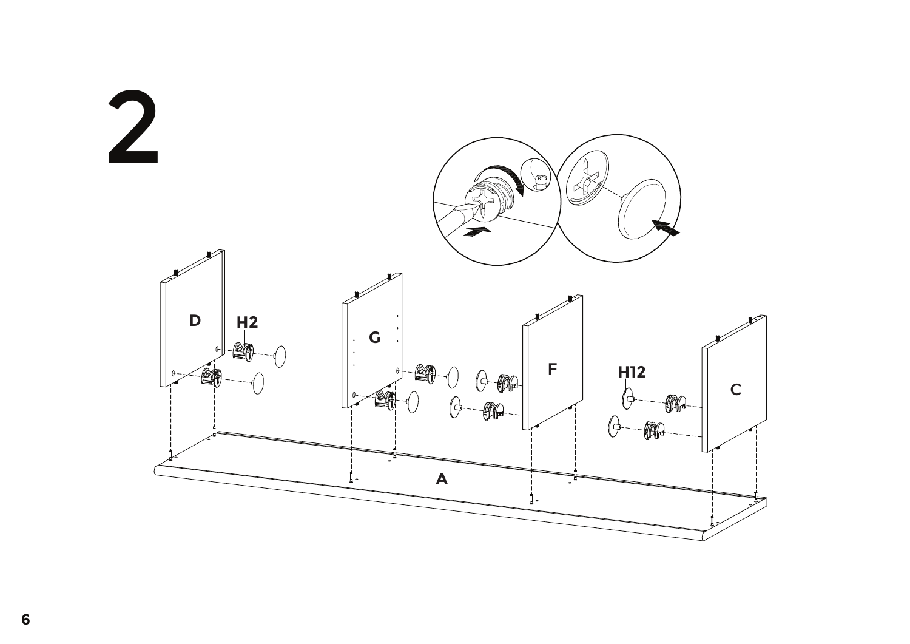# 2

D

H2

G

F

H12

C

A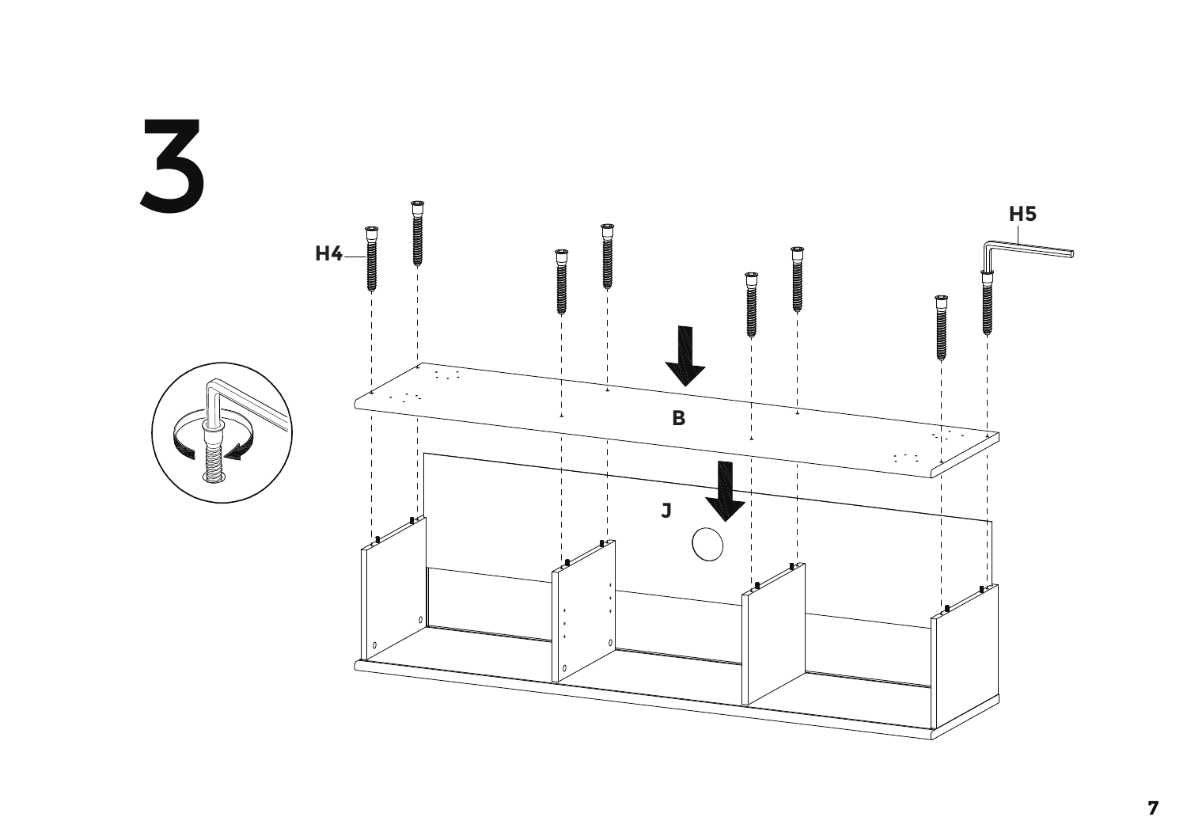# 3

H4

H5

B

J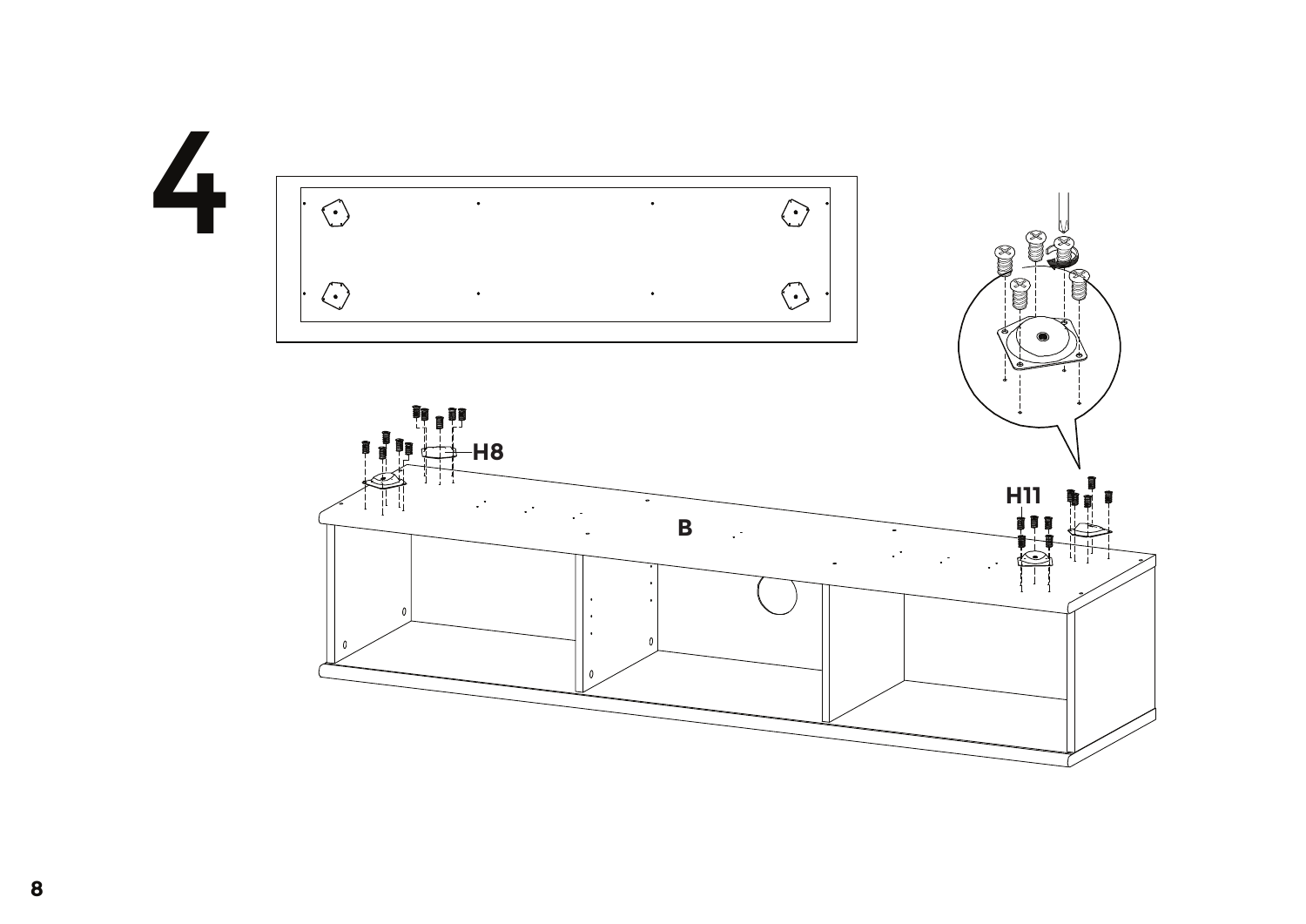4

H8

B

H11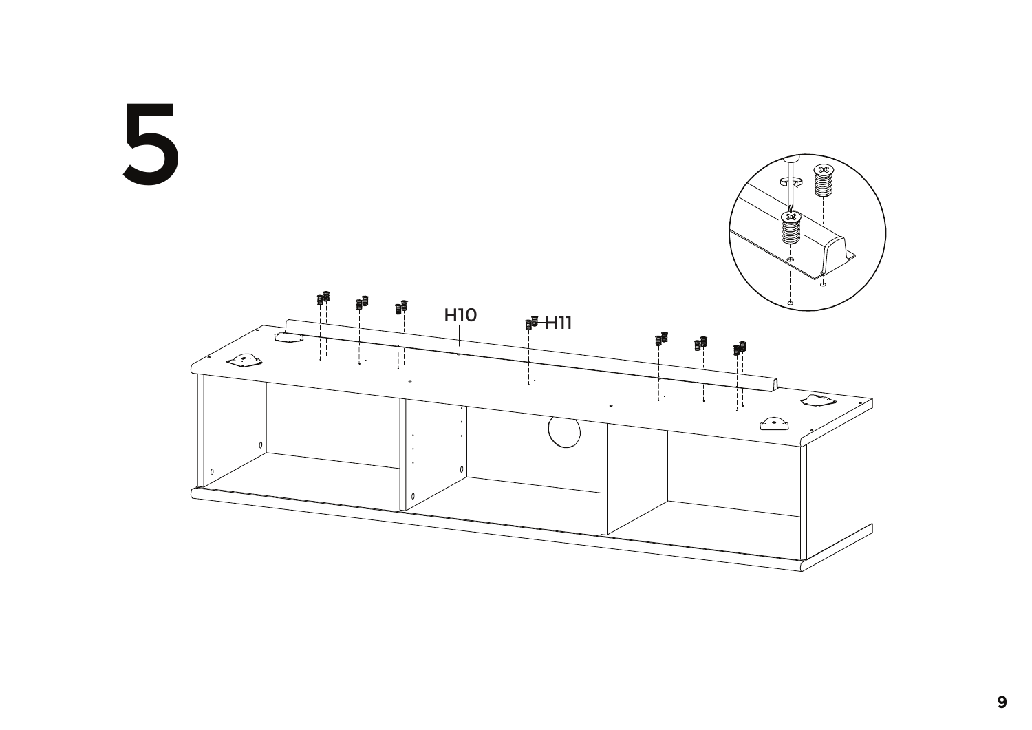# 5

H10

H11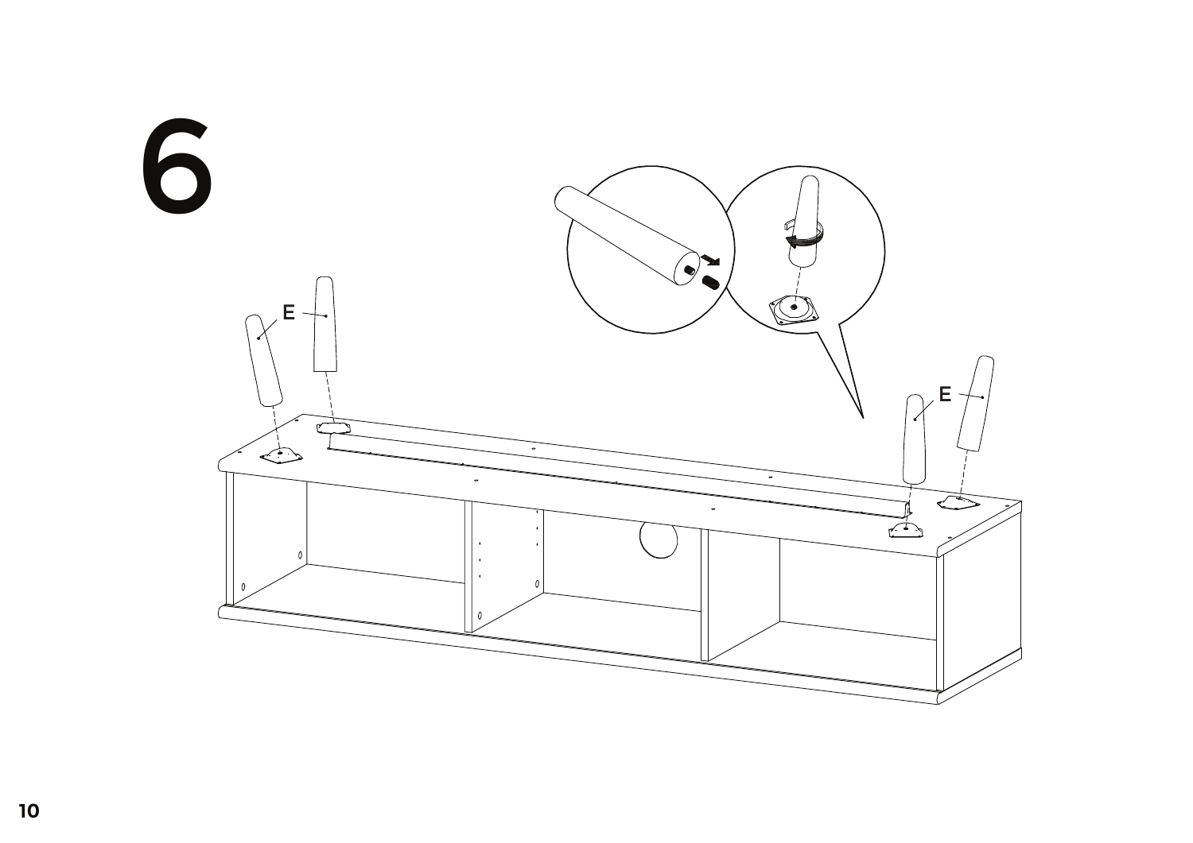# 6

E

E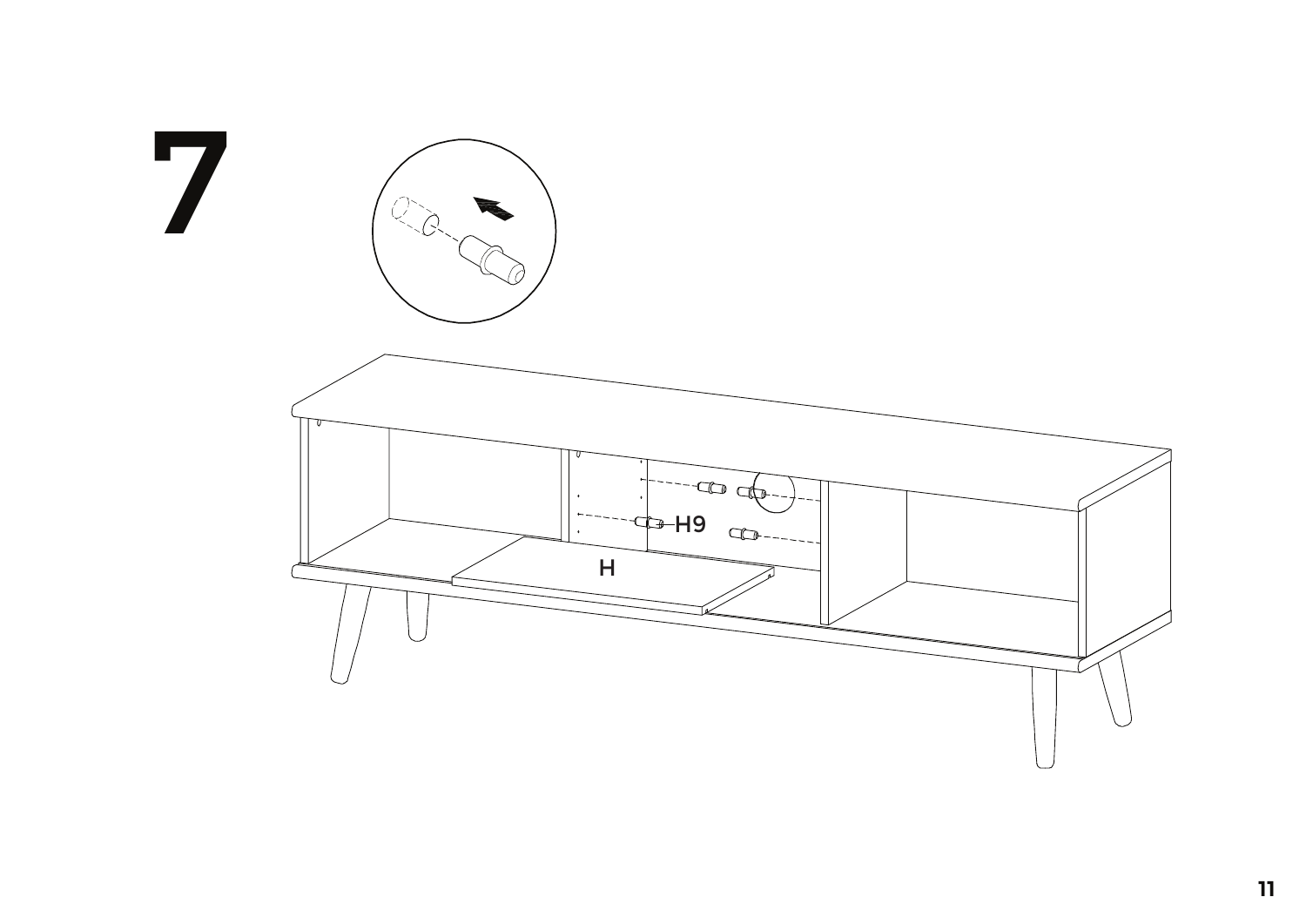# 7

H9

H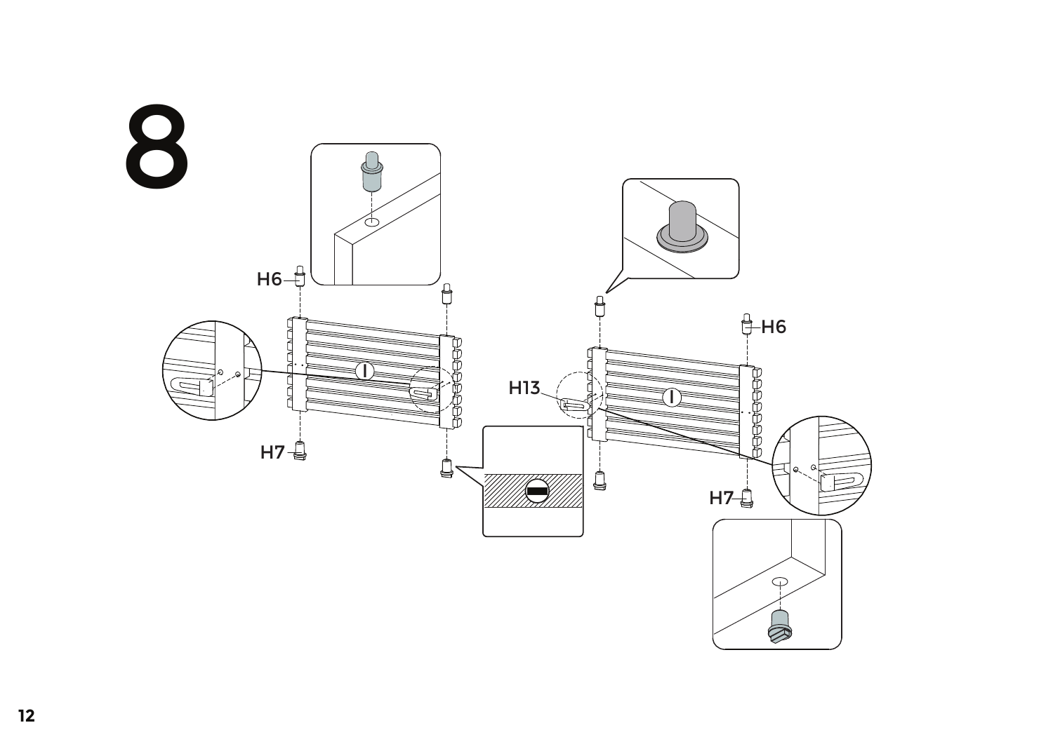# 8

H6

H7

H13

H6

H7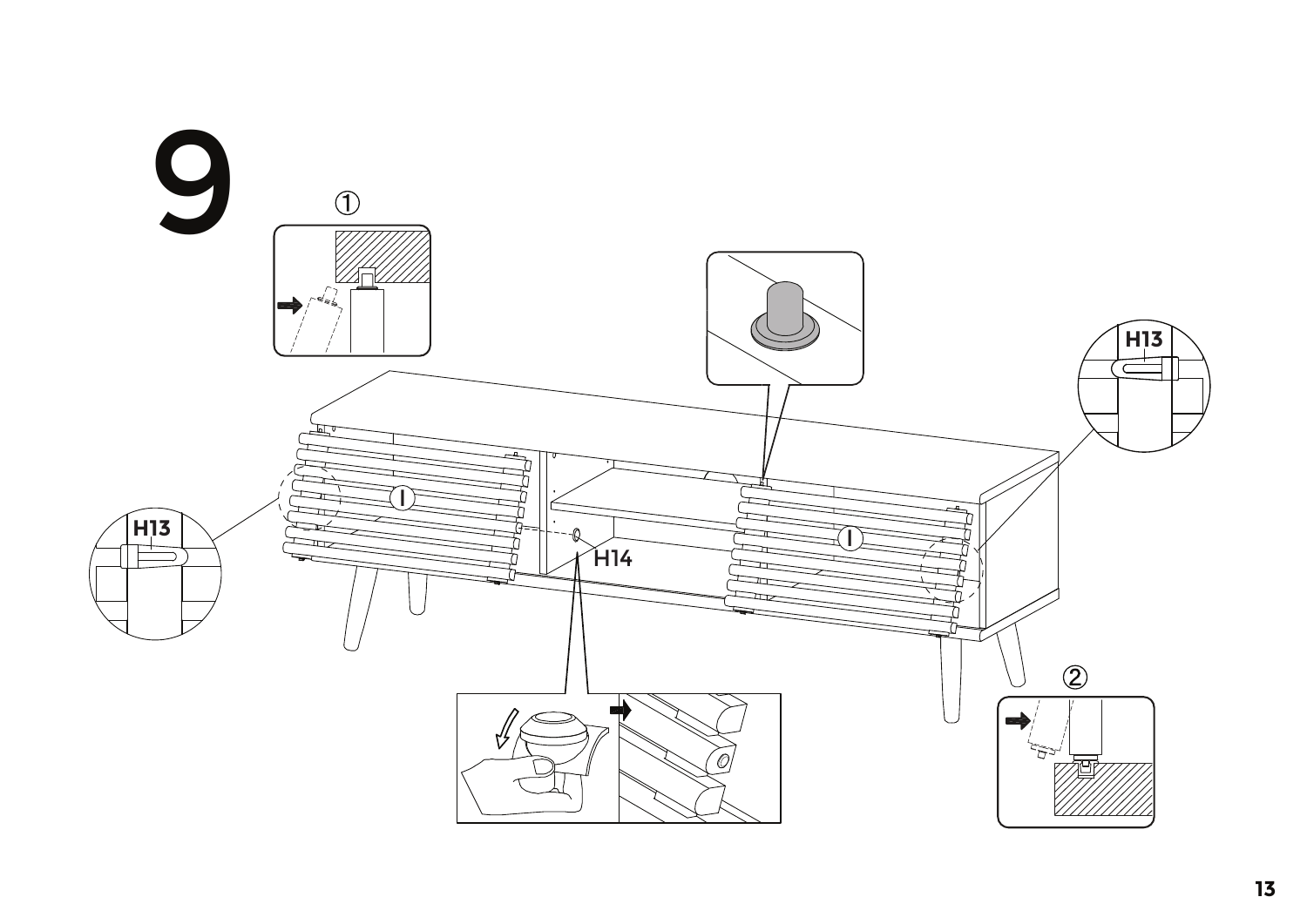# 9

①

②

H13

H13

H14

I

I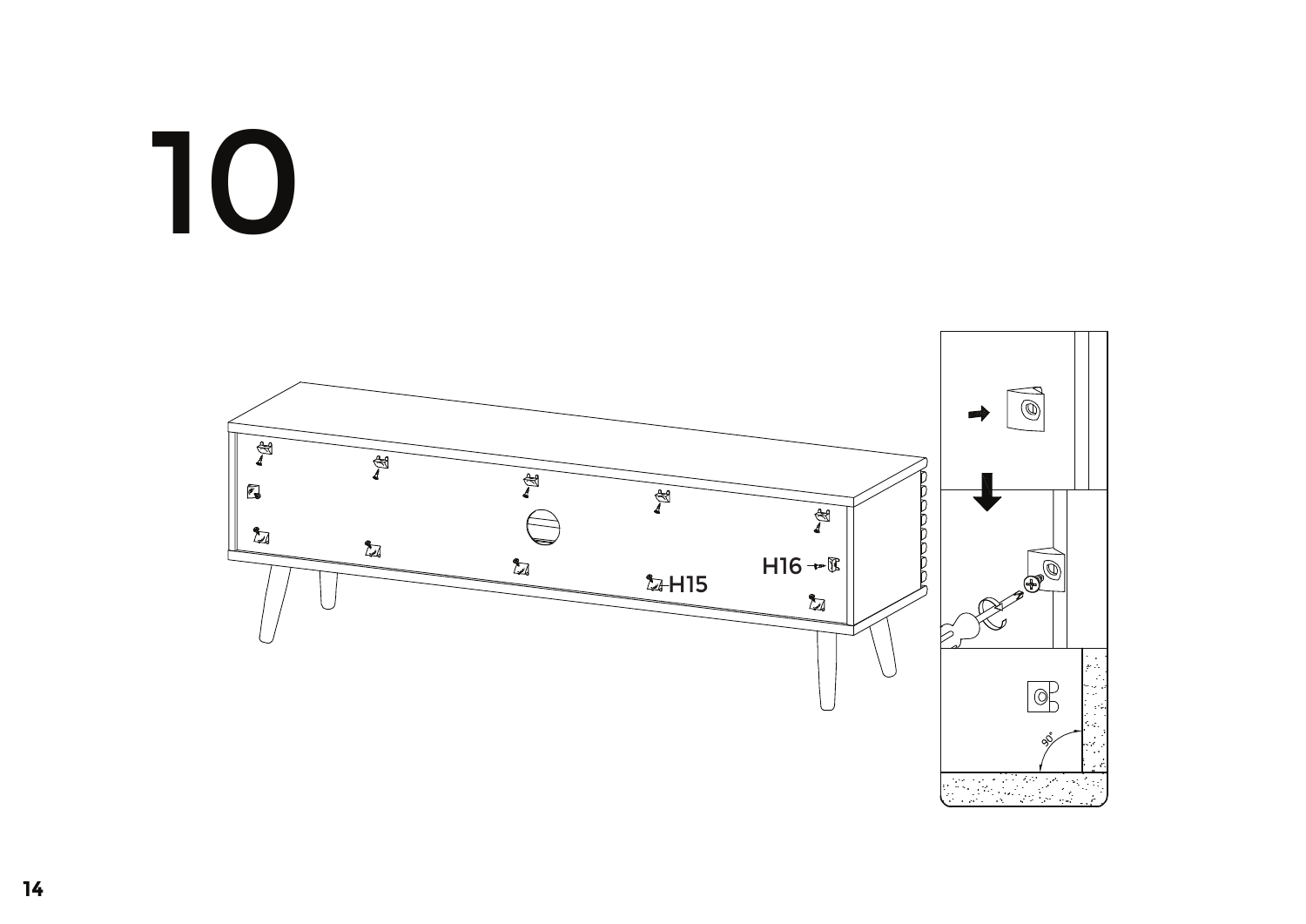# 10

H16

H15

90°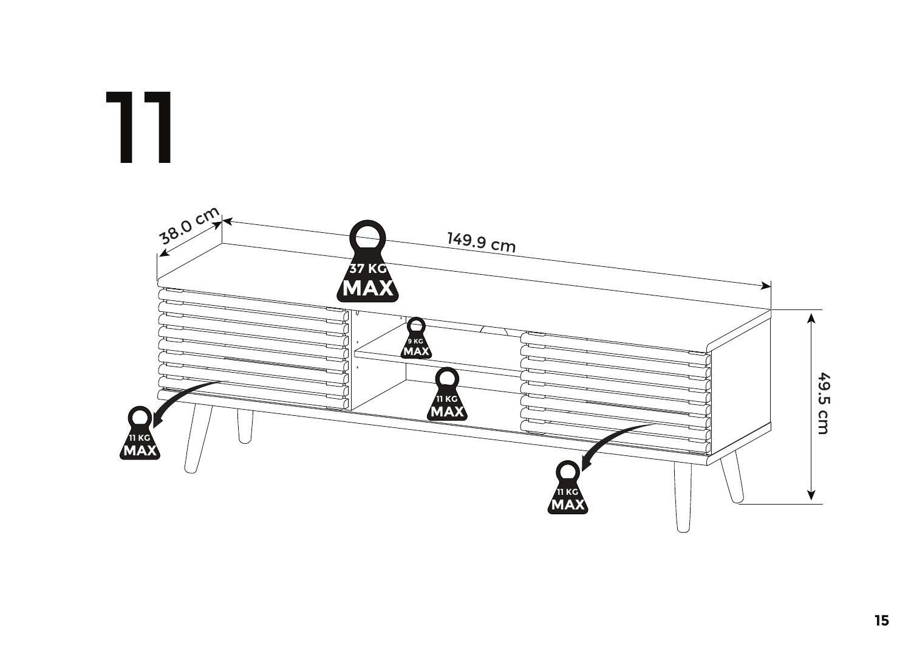# 11

38.0 cm

149.9 cm

49.5 cm

37 KG MAX

9 KG MAX

11 KG MAX

11 KG MAX

11 KG MAX